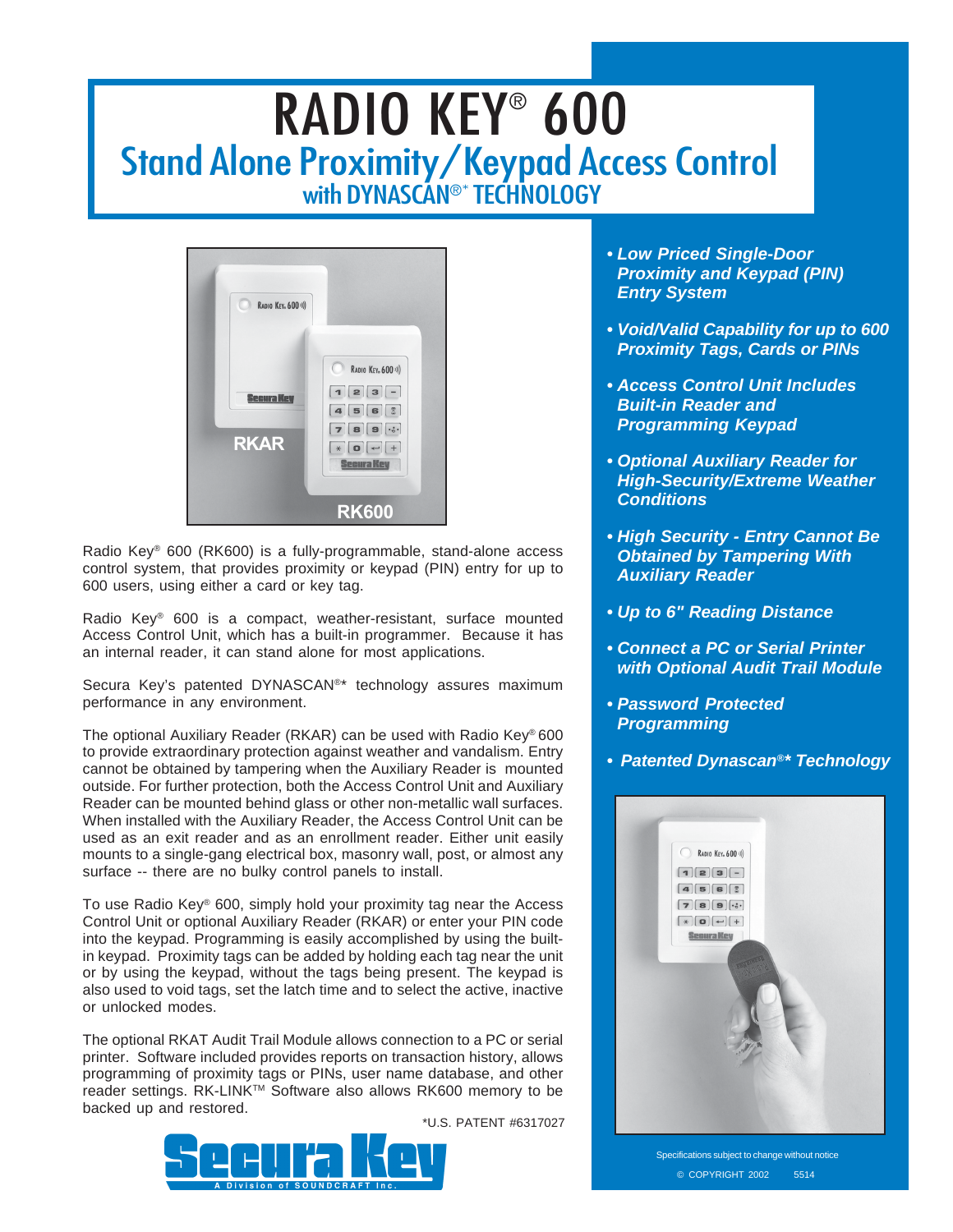# RADIO KEY® 600

## Stand Alone Proximity/Keypad Access Control

### with DYNASCAN®* TECHNOLOGY

Radio Key® 600 (RK600) is a fully-programmable, stand-alone access control system, that provides proximity or keypad (PIN) entry for up to 600 users, using either a card or key tag.

Radio Key® 600 is a compact, weather-resistant, surface mounted Access Control Unit, which has a built-in programmer. Because it has an internal reader, it can stand alone for most applications.

Secura Key's patented DYNASCAN®* technology assures maximum performance in any environment.

The optional Auxiliary Reader (RKAR) can be used with Radio Key® 600 to provide extraordinary protection against weather and vandalism. Entry cannot be obtained by tampering when the Auxiliary Reader is mounted outside. For further protection, both the Access Control Unit and Auxiliary Reader can be mounted behind glass or other non-metallic wall surfaces. When installed with the Auxiliary Reader, the Access Control Unit can be used as an exit reader and as an enrollment reader. Either unit easily mounts to a single-gang electrical box, masonry wall, post, or almost any surface -- there are no bulky control panels to install.

To use Radio Key® 600, simply hold your proximity tag near the Access Control Unit or optional Auxiliary Reader (RKAR) or enter your PIN code into the keypad. Programming is easily accomplished by using the built-in keypad. Proximity tags can be added by holding each tag near the unit or by using the keypad, without the tags being present. The keypad is also used to void tags, set the latch time and to select the active, inactive or unlocked modes.

The optional RKAT Audit Trail Module allows connection to a PC or serial printer. Software included provides reports on transaction history, allows programming of proximity tags or PINs, user name database, and other reader settings. RK-LINK™ Software also allows RK600 memory to be backed up and restored.

*U.S. PATENT #6317027

Secura Key — A Division of SOUNDCRAFT Inc.

- ***Low Priced Single-Door Proximity and Keypad (PIN) Entry System***
- ***Void/Valid Capability for up to 600 Proximity Tags, Cards or PINs***
- ***Access Control Unit Includes Built-in Reader and Programming Keypad***
- ***Optional Auxiliary Reader for High-Security/Extreme Weather Conditions***
- ***High Security - Entry Cannot Be Obtained by Tampering With Auxiliary Reader***
- ***Up to 6" Reading Distance***
- ***Connect a PC or Serial Printer with Optional Audit Trail Module***
- ***Password Protected Programming***
- ***Patented Dynascan®* Technology***

Specifications subject to change without notice

© COPYRIGHT 2002 5514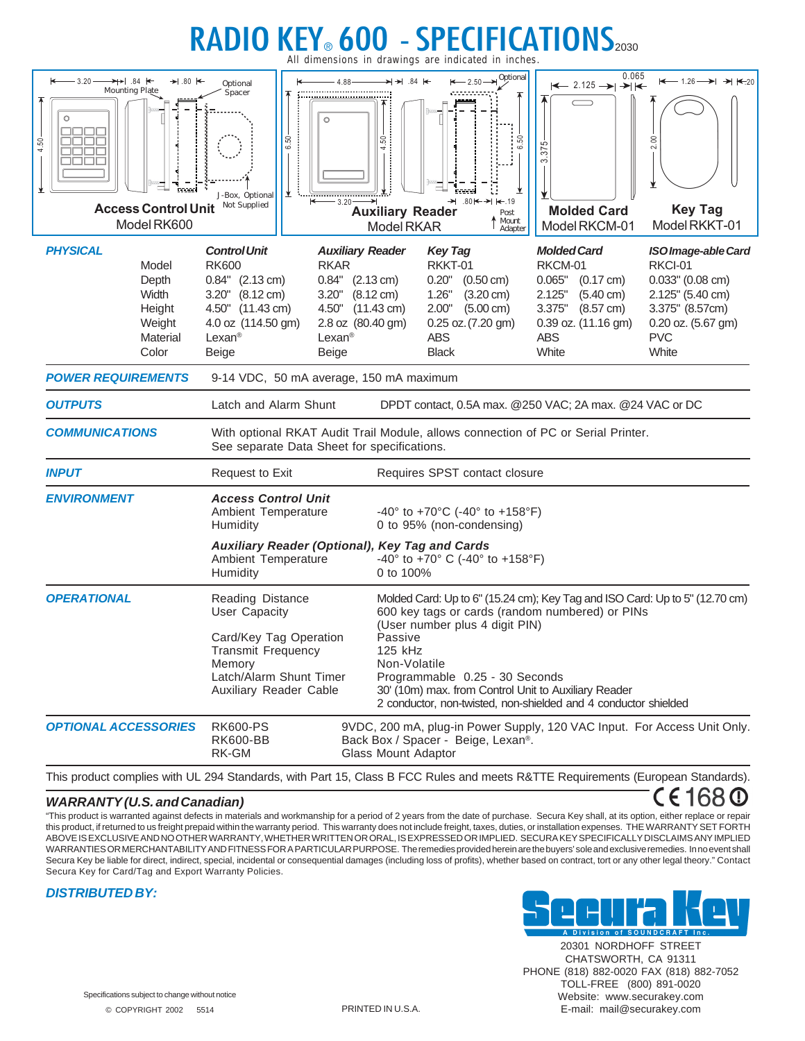# RADIO KEY® 600 - SPECIFICATIONS 2030

All dimensions in drawings are indicated in inches.

3.20 .84 .80
Mounting Plate
Optional Spacer
4.50
J-Box, Optional Not Supplied

**Access Control Unit**
Model RK600

4.88 .84 2.50 Optional
6.50 4.50 6.50
3.20 .80 .19

**Auxiliary Reader**
Model RKAR

Post Mount Adapter

2.125 0.065
3.375

**Molded Card**
Model RKCM-01

1.26 .20
2.00

**Key Tag**
Model RKKT-01

| **PHYSICAL** | | ***Control Unit*** | ***Auxiliary Reader*** | ***Key Tag*** | ***Molded Card*** | ***ISO Image-able Card*** |
|---|---|---|---|---|---|---|
| | Model | RK600 | RKAR | RKKT-01 | RKCM-01 | RKCI-01 |
| | Depth | 0.84" (2.13 cm) | 0.84" (2.13 cm) | 0.20" (0.50 cm) | 0.065" (0.17 cm) | 0.033" (0.08 cm) |
| | Width | 3.20" (8.12 cm) | 3.20" (8.12 cm) | 1.26" (3.20 cm) | 2.125" (5.40 cm) | 2.125" (5.40 cm) |
| | Height | 4.50" (11.43 cm) | 4.50" (11.43 cm) | 2.00" (5.00 cm) | 3.375" (8.57 cm) | 3.375" (8.57cm) |
| | Weight | 4.0 oz (114.50 gm) | 2.8 oz (80.40 gm) | 0.25 oz. (7.20 gm) | 0.39 oz. (11.16 gm) | 0.20 oz. (5.67 gm) |
| | Material | Lexan® | Lexan® | ABS | ABS | PVC |
| | Color | Beige | Beige | Black | White | White |

| | | |
|---|---|---|
| **POWER REQUIREMENTS** | 9-14 VDC, 50 mA average, 150 mA maximum | |
| **OUTPUTS** | Latch and Alarm Shunt | DPDT contact, 0.5A max. @250 VAC; 2A max. @24 VAC or DC |
| **COMMUNICATIONS** | With optional RKAT Audit Trail Module, allows connection of PC or Serial Printer. See separate Data Sheet for specifications. | |
| **INPUT** | Request to Exit | Requires SPST contact closure |
| **ENVIRONMENT** | ***Access Control Unit*** | |
| | Ambient Temperature | -40° to +70°C (-40° to +158°F) |
| | Humidity | 0 to 95% (non-condensing) |
| | ***Auxiliary Reader (Optional), Key Tag and Cards*** | |
| | Ambient Temperature | -40° to +70° C (-40° to +158°F) |
| | Humidity | 0 to 100% |
| **OPERATIONAL** | Reading Distance | Molded Card: Up to 6" (15.24 cm); Key Tag and ISO Card: Up to 5" (12.70 cm) |
| | User Capacity | 600 key tags or cards (random numbered) or PINs (User number plus 4 digit PIN) |
| | Card/Key Tag Operation | Passive |
| | Transmit Frequency | 125 kHz |
| | Memory | Non-Volatile |
| | Latch/Alarm Shunt Timer | Programmable 0.25 - 30 Seconds |
| | Auxiliary Reader Cable | 30' (10m) max. from Control Unit to Auxiliary Reader; 2 conductor, non-twisted, non-shielded and 4 conductor shielded |
| **OPTIONAL ACCESSORIES** | RK600-PS | 9VDC, 200 mA, plug-in Power Supply, 120 VAC Input. For Access Unit Only. |
| | RK600-BB | Back Box / Spacer - Beige, Lexan®. |
| | RK-GM | Glass Mount Adaptor |

This product complies with UL 294 Standards, with Part 15, Class B FCC Rules and meets R&TTE Requirements (European Standards).

CE 168

### *WARRANTY (U.S. and Canadian)*

"This product is warranted against defects in materials and workmanship for a period of 2 years from the date of purchase. Secura Key shall, at its option, either replace or repair this product, if returned to us freight prepaid within the warranty period. This warranty does not include freight, taxes, duties, or installation expenses. THE WARRANTY SET FORTH ABOVE IS EXCLUSIVE AND NO OTHER WARRANTY, WHETHER WRITTEN OR ORAL, IS EXPRESSED OR IMPLIED. SECURA KEY SPECIFICALLY DISCLAIMS ANY IMPLIED WARRANTIES OR MERCHANTABILITY AND FITNESS FOR A PARTICULAR PURPOSE. The remedies provided herein are the buyers' sole and exclusive remedies. In no event shall Secura Key be liable for direct, indirect, special, incidental or consequential damages (including loss of profits), whether based on contract, tort or any other legal theory." Contact Secura Key for Card/Tag and Export Warranty Policies.

### *DISTRIBUTED BY:*

**Secura Key**
A Division of SOUNDCRAFT Inc.

20301 NORDHOFF STREET
CHATSWORTH, CA 91311
PHONE (818) 882-0020 FAX (818) 882-7052
TOLL-FREE (800) 891-0020
Website: www.securakey.com
E-mail: mail@securakey.com

Specifications subject to change without notice

© COPYRIGHT 2002 5514

PRINTED IN U.S.A.